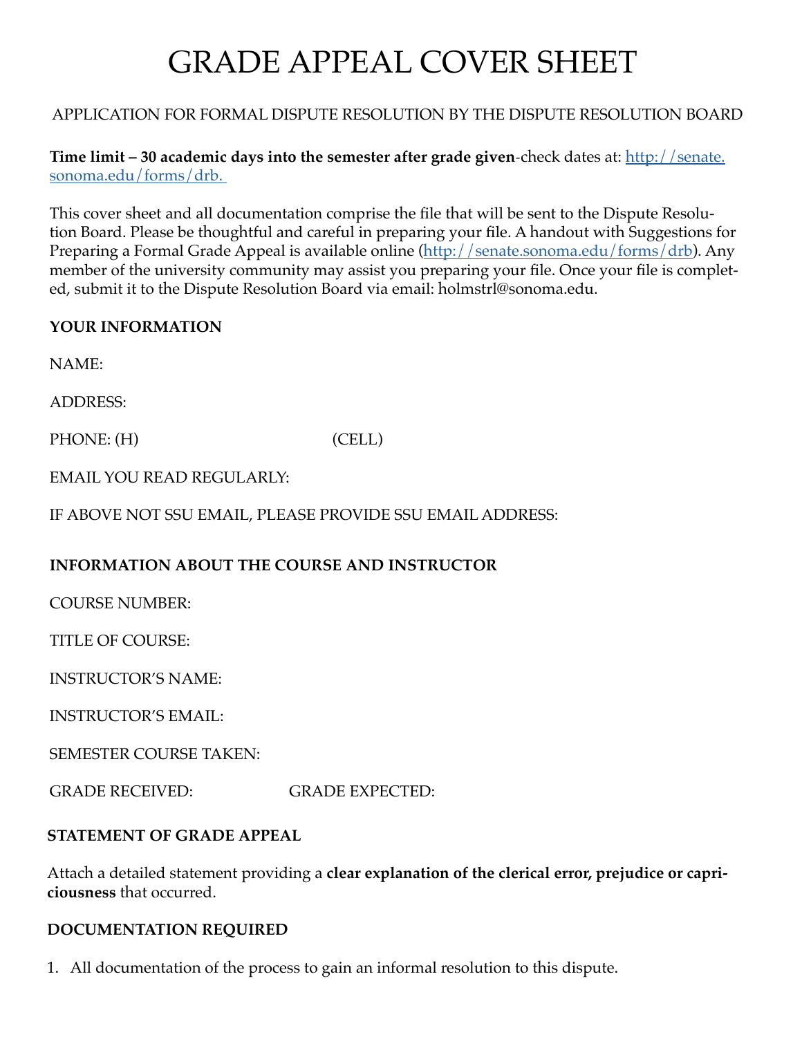# GRADE APPEAL COVER SHEET

APPLICATION FOR FORMAL DISPUTE RESOLUTION BY THE DISPUTE RESOLUTION BOARD

**Time limit – 30 academic days into the semester after grade given**-check dates at: http://senate.sonoma.edu/forms/drb.

This cover sheet and all documentation comprise the file that will be sent to the Dispute Resolution Board. Please be thoughtful and careful in preparing your file. A handout with Suggestions for Preparing a Formal Grade Appeal is available online (http://senate.sonoma.edu/forms/drb). Any member of the university community may assist you preparing your file. Once your file is completed, submit it to the Dispute Resolution Board via email: holmstrl@sonoma.edu.

**YOUR INFORMATION**

NAME:

ADDRESS:

PHONE: (H) (CELL)

EMAIL YOU READ REGULARLY:

IF ABOVE NOT SSU EMAIL, PLEASE PROVIDE SSU EMAIL ADDRESS:

**INFORMATION ABOUT THE COURSE AND INSTRUCTOR**

COURSE NUMBER:

TITLE OF COURSE:

INSTRUCTOR'S NAME:

INSTRUCTOR'S EMAIL:

SEMESTER COURSE TAKEN:

GRADE RECEIVED: GRADE EXPECTED:

**STATEMENT OF GRADE APPEAL**

Attach a detailed statement providing a **clear explanation of the clerical error, prejudice or capriciousness** that occurred.

**DOCUMENTATION REQUIRED**

1. All documentation of the process to gain an informal resolution to this dispute.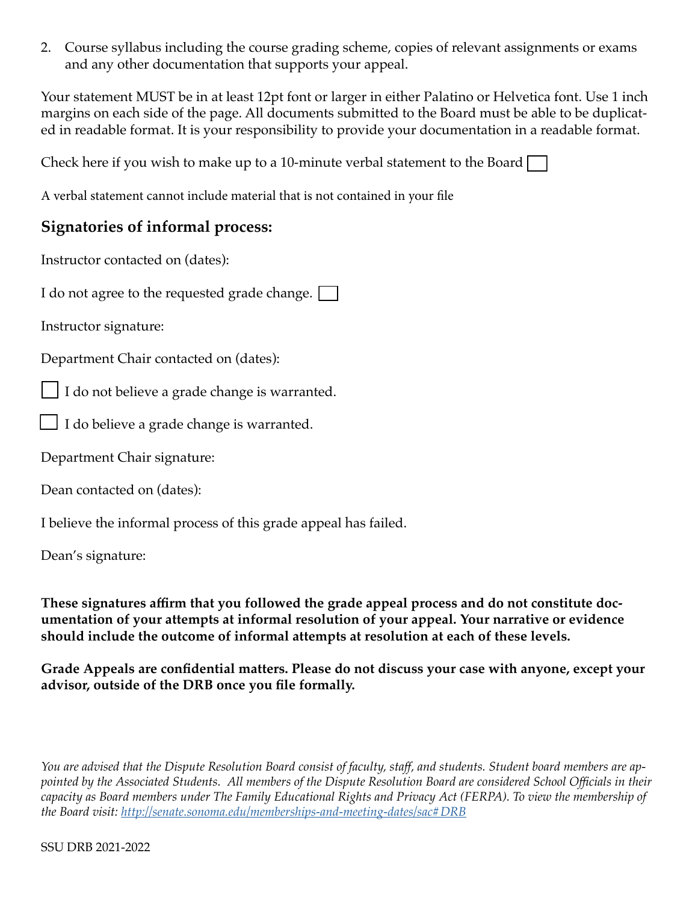2. Course syllabus including the course grading scheme, copies of relevant assignments or exams and any other documentation that supports your appeal.

Your statement MUST be in at least 12pt font or larger in either Palatino or Helvetica font. Use 1 inch margins on each side of the page. All documents submitted to the Board must be able to be duplicated in readable format. It is your responsibility to provide your documentation in a readable format.

Check here if you wish to make up to a 10-minute verbal statement to the Board ☐

A verbal statement cannot include material that is not contained in your file

## Signatories of informal process:

Instructor contacted on (dates):

I do not agree to the requested grade change. ☐

Instructor signature:

Department Chair contacted on (dates):

☐ I do not believe a grade change is warranted.

☐ I do believe a grade change is warranted.

Department Chair signature:

Dean contacted on (dates):

I believe the informal process of this grade appeal has failed.

Dean's signature:

**These signatures affirm that you followed the grade appeal process and do not constitute documentation of your attempts at informal resolution of your appeal. Your narrative or evidence should include the outcome of informal attempts at resolution at each of these levels.**

**Grade Appeals are confidential matters. Please do not discuss your case with anyone, except your advisor, outside of the DRB once you file formally.**

*You are advised that the Dispute Resolution Board consist of faculty, staff, and students. Student board members are appointed by the Associated Students. All members of the Dispute Resolution Board are considered School Officials in their capacity as Board members under The Family Educational Rights and Privacy Act (FERPA). To view the membership of the Board visit: [http://senate.sonoma.edu/memberships-and-meeting-dates/sac#DRB](http://senate.sonoma.edu/memberships-and-meeting-dates/sac#DRB)*

SSU DRB 2021-2022